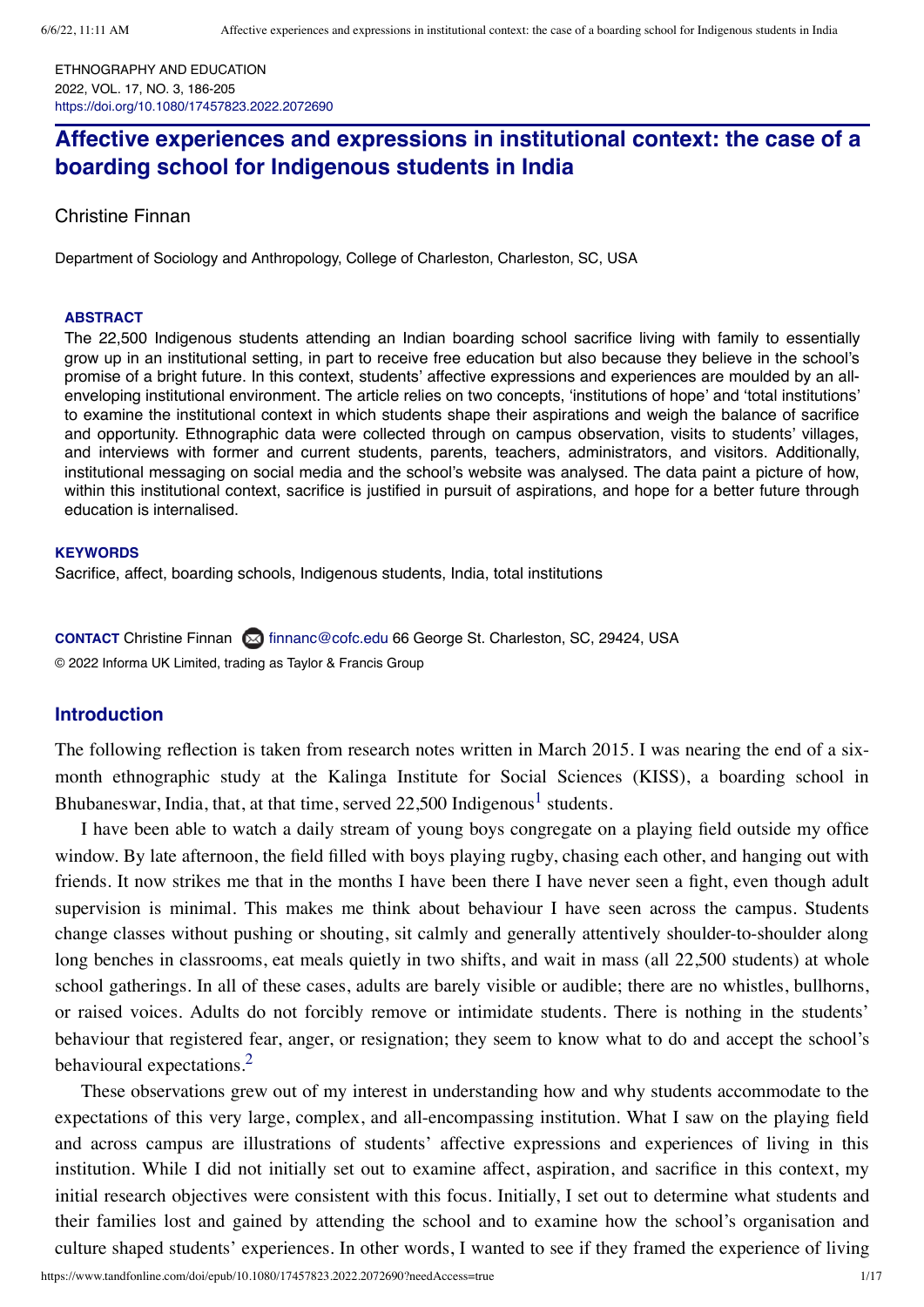ETHNOGRAPHY AND EDUCATION
2022, VOL. 17, NO. 3, 186-205
https://doi.org/10.1080/17457823.2022.2072690

# Affective experiences and expressions in institutional context: the case of a boarding school for Indigenous students in India

Christine Finnan

Department of Sociology and Anthropology, College of Charleston, Charleston, SC, USA

**ABSTRACT**

The 22,500 Indigenous students attending an Indian boarding school sacrifice living with family to essentially grow up in an institutional setting, in part to receive free education but also because they believe in the school's promise of a bright future. In this context, students' affective expressions and experiences are moulded by an all-enveloping institutional environment. The article relies on two concepts, 'institutions of hope' and 'total institutions' to examine the institutional context in which students shape their aspirations and weigh the balance of sacrifice and opportunity. Ethnographic data were collected through on campus observation, visits to students' villages, and interviews with former and current students, parents, teachers, administrators, and visitors. Additionally, institutional messaging on social media and the school's website was analysed. The data paint a picture of how, within this institutional context, sacrifice is justified in pursuit of aspirations, and hope for a better future through education is internalised.

**KEYWORDS**

Sacrifice, affect, boarding schools, Indigenous students, India, total institutions

**CONTACT** Christine Finnan finnanc@cofc.edu 66 George St. Charleston, SC, 29424, USA

© 2022 Informa UK Limited, trading as Taylor & Francis Group

## Introduction

The following reflection is taken from research notes written in March 2015. I was nearing the end of a six-month ethnographic study at the Kalinga Institute for Social Sciences (KISS), a boarding school in Bhubaneswar, India, that, at that time, served 22,500 Indigenous[1] students.

I have been able to watch a daily stream of young boys congregate on a playing field outside my office window. By late afternoon, the field filled with boys playing rugby, chasing each other, and hanging out with friends. It now strikes me that in the months I have been there I have never seen a fight, even though adult supervision is minimal. This makes me think about behaviour I have seen across the campus. Students change classes without pushing or shouting, sit calmly and generally attentively shoulder-to-shoulder along long benches in classrooms, eat meals quietly in two shifts, and wait in mass (all 22,500 students) at whole school gatherings. In all of these cases, adults are barely visible or audible; there are no whistles, bullhorns, or raised voices. Adults do not forcibly remove or intimidate students. There is nothing in the students' behaviour that registered fear, anger, or resignation; they seem to know what to do and accept the school's behavioural expectations.[2]

These observations grew out of my interest in understanding how and why students accommodate to the expectations of this very large, complex, and all-encompassing institution. What I saw on the playing field and across campus are illustrations of students' affective expressions and experiences of living in this institution. While I did not initially set out to examine affect, aspiration, and sacrifice in this context, my initial research objectives were consistent with this focus. Initially, I set out to determine what students and their families lost and gained by attending the school and to examine how the school's organisation and culture shaped students' experiences. In other words, I wanted to see if they framed the experience of living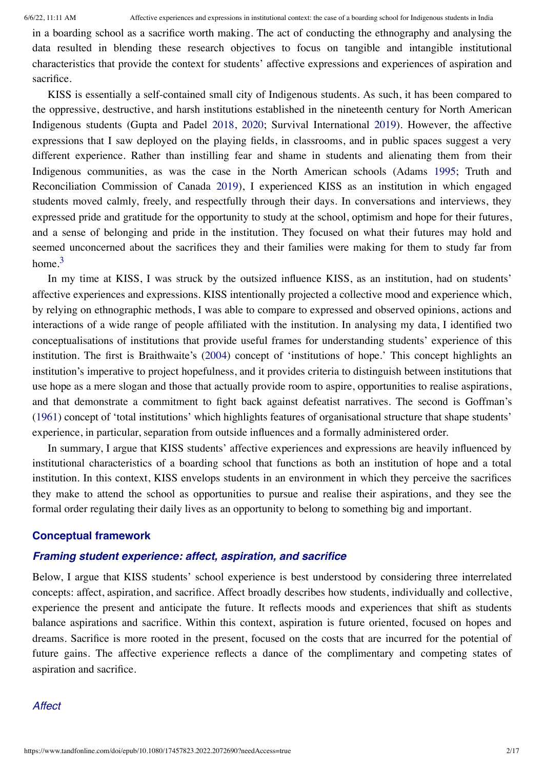in a boarding school as a sacrifice worth making. The act of conducting the ethnography and analysing the data resulted in blending these research objectives to focus on tangible and intangible institutional characteristics that provide the context for students' affective expressions and experiences of aspiration and sacrifice.

KISS is essentially a self-contained small city of Indigenous students. As such, it has been compared to the oppressive, destructive, and harsh institutions established in the nineteenth century for North American Indigenous students (Gupta and Padel 2018, 2020; Survival International 2019). However, the affective expressions that I saw deployed on the playing fields, in classrooms, and in public spaces suggest a very different experience. Rather than instilling fear and shame in students and alienating them from their Indigenous communities, as was the case in the North American schools (Adams 1995; Truth and Reconciliation Commission of Canada 2019), I experienced KISS as an institution in which engaged students moved calmly, freely, and respectfully through their days. In conversations and interviews, they expressed pride and gratitude for the opportunity to study at the school, optimism and hope for their futures, and a sense of belonging and pride in the institution. They focused on what their futures may hold and seemed unconcerned about the sacrifices they and their families were making for them to study far from home.[3]

In my time at KISS, I was struck by the outsized influence KISS, as an institution, had on students' affective experiences and expressions. KISS intentionally projected a collective mood and experience which, by relying on ethnographic methods, I was able to compare to expressed and observed opinions, actions and interactions of a wide range of people affiliated with the institution. In analysing my data, I identified two conceptualisations of institutions that provide useful frames for understanding students' experience of this institution. The first is Braithwaite's (2004) concept of 'institutions of hope.' This concept highlights an institution's imperative to project hopefulness, and it provides criteria to distinguish between institutions that use hope as a mere slogan and those that actually provide room to aspire, opportunities to realise aspirations, and that demonstrate a commitment to fight back against defeatist narratives. The second is Goffman's (1961) concept of 'total institutions' which highlights features of organisational structure that shape students' experience, in particular, separation from outside influences and a formally administered order.

In summary, I argue that KISS students' affective experiences and expressions are heavily influenced by institutional characteristics of a boarding school that functions as both an institution of hope and a total institution. In this context, KISS envelops students in an environment in which they perceive the sacrifices they make to attend the school as opportunities to pursue and realise their aspirations, and they see the formal order regulating their daily lives as an opportunity to belong to something big and important.

## Conceptual framework

### *Framing student experience: affect, aspiration, and sacrifice*

Below, I argue that KISS students' school experience is best understood by considering three interrelated concepts: affect, aspiration, and sacrifice. Affect broadly describes how students, individually and collective, experience the present and anticipate the future. It reflects moods and experiences that shift as students balance aspirations and sacrifice. Within this context, aspiration is future oriented, focused on hopes and dreams. Sacrifice is more rooted in the present, focused on the costs that are incurred for the potential of future gains. The affective experience reflects a dance of the complimentary and competing states of aspiration and sacrifice.

#### *Affect*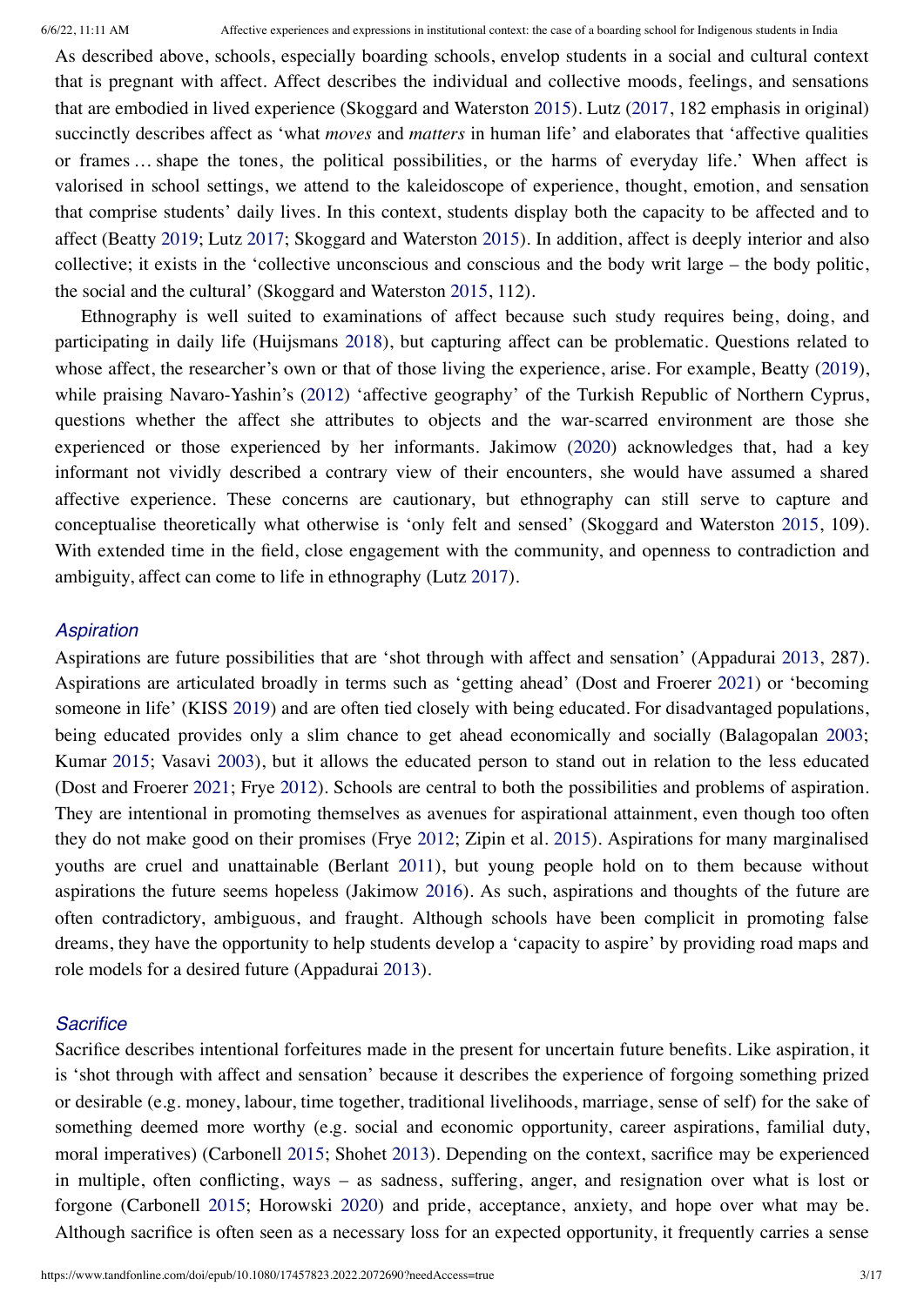As described above, schools, especially boarding schools, envelop students in a social and cultural context that is pregnant with affect. Affect describes the individual and collective moods, feelings, and sensations that are embodied in lived experience (Skoggard and Waterston 2015). Lutz (2017, 182 emphasis in original) succinctly describes affect as 'what *moves* and *matters* in human life' and elaborates that 'affective qualities or frames … shape the tones, the political possibilities, or the harms of everyday life.' When affect is valorised in school settings, we attend to the kaleidoscope of experience, thought, emotion, and sensation that comprise students' daily lives. In this context, students display both the capacity to be affected and to affect (Beatty 2019; Lutz 2017; Skoggard and Waterston 2015). In addition, affect is deeply interior and also collective; it exists in the 'collective unconscious and conscious and the body writ large – the body politic, the social and the cultural' (Skoggard and Waterston 2015, 112).

Ethnography is well suited to examinations of affect because such study requires being, doing, and participating in daily life (Huijsmans 2018), but capturing affect can be problematic. Questions related to whose affect, the researcher's own or that of those living the experience, arise. For example, Beatty (2019), while praising Navaro-Yashin's (2012) 'affective geography' of the Turkish Republic of Northern Cyprus, questions whether the affect she attributes to objects and the war-scarred environment are those she experienced or those experienced by her informants. Jakimow (2020) acknowledges that, had a key informant not vividly described a contrary view of their encounters, she would have assumed a shared affective experience. These concerns are cautionary, but ethnography can still serve to capture and conceptualise theoretically what otherwise is 'only felt and sensed' (Skoggard and Waterston 2015, 109). With extended time in the field, close engagement with the community, and openness to contradiction and ambiguity, affect can come to life in ethnography (Lutz 2017).

### *Aspiration*

Aspirations are future possibilities that are 'shot through with affect and sensation' (Appadurai 2013, 287). Aspirations are articulated broadly in terms such as 'getting ahead' (Dost and Froerer 2021) or 'becoming someone in life' (KISS 2019) and are often tied closely with being educated. For disadvantaged populations, being educated provides only a slim chance to get ahead economically and socially (Balagopalan 2003; Kumar 2015; Vasavi 2003), but it allows the educated person to stand out in relation to the less educated (Dost and Froerer 2021; Frye 2012). Schools are central to both the possibilities and problems of aspiration. They are intentional in promoting themselves as avenues for aspirational attainment, even though too often they do not make good on their promises (Frye 2012; Zipin et al. 2015). Aspirations for many marginalised youths are cruel and unattainable (Berlant 2011), but young people hold on to them because without aspirations the future seems hopeless (Jakimow 2016). As such, aspirations and thoughts of the future are often contradictory, ambiguous, and fraught. Although schools have been complicit in promoting false dreams, they have the opportunity to help students develop a 'capacity to aspire' by providing road maps and role models for a desired future (Appadurai 2013).

### *Sacrifice*

Sacrifice describes intentional forfeitures made in the present for uncertain future benefits. Like aspiration, it is 'shot through with affect and sensation' because it describes the experience of forgoing something prized or desirable (e.g. money, labour, time together, traditional livelihoods, marriage, sense of self) for the sake of something deemed more worthy (e.g. social and economic opportunity, career aspirations, familial duty, moral imperatives) (Carbonell 2015; Shohet 2013). Depending on the context, sacrifice may be experienced in multiple, often conflicting, ways – as sadness, suffering, anger, and resignation over what is lost or forgone (Carbonell 2015; Horowski 2020) and pride, acceptance, anxiety, and hope over what may be. Although sacrifice is often seen as a necessary loss for an expected opportunity, it frequently carries a sense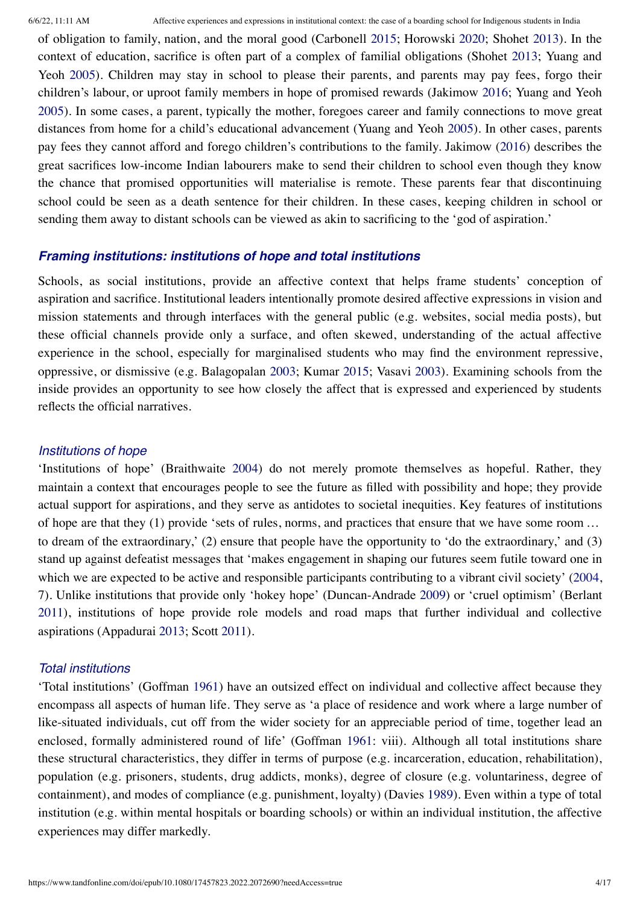of obligation to family, nation, and the moral good (Carbonell 2015; Horowski 2020; Shohet 2013). In the context of education, sacrifice is often part of a complex of familial obligations (Shohet 2013; Yuang and Yeoh 2005). Children may stay in school to please their parents, and parents may pay fees, forgo their children's labour, or uproot family members in hope of promised rewards (Jakimow 2016; Yuang and Yeoh 2005). In some cases, a parent, typically the mother, foregoes career and family connections to move great distances from home for a child's educational advancement (Yuang and Yeoh 2005). In other cases, parents pay fees they cannot afford and forego children's contributions to the family. Jakimow (2016) describes the great sacrifices low-income Indian labourers make to send their children to school even though they know the chance that promised opportunities will materialise is remote. These parents fear that discontinuing school could be seen as a death sentence for their children. In these cases, keeping children in school or sending them away to distant schools can be viewed as akin to sacrificing to the 'god of aspiration.'

## *Framing institutions: institutions of hope and total institutions*

Schools, as social institutions, provide an affective context that helps frame students' conception of aspiration and sacrifice. Institutional leaders intentionally promote desired affective expressions in vision and mission statements and through interfaces with the general public (e.g. websites, social media posts), but these official channels provide only a surface, and often skewed, understanding of the actual affective experience in the school, especially for marginalised students who may find the environment repressive, oppressive, or dismissive (e.g. Balagopalan 2003; Kumar 2015; Vasavi 2003). Examining schools from the inside provides an opportunity to see how closely the affect that is expressed and experienced by students reflects the official narratives.

### *Institutions of hope*

'Institutions of hope' (Braithwaite 2004) do not merely promote themselves as hopeful. Rather, they maintain a context that encourages people to see the future as filled with possibility and hope; they provide actual support for aspirations, and they serve as antidotes to societal inequities. Key features of institutions of hope are that they (1) provide 'sets of rules, norms, and practices that ensure that we have some room … to dream of the extraordinary,' (2) ensure that people have the opportunity to 'do the extraordinary,' and (3) stand up against defeatist messages that 'makes engagement in shaping our futures seem futile toward one in which we are expected to be active and responsible participants contributing to a vibrant civil society' (2004, 7). Unlike institutions that provide only 'hokey hope' (Duncan-Andrade 2009) or 'cruel optimism' (Berlant 2011), institutions of hope provide role models and road maps that further individual and collective aspirations (Appadurai 2013; Scott 2011).

### *Total institutions*

'Total institutions' (Goffman 1961) have an outsized effect on individual and collective affect because they encompass all aspects of human life. They serve as 'a place of residence and work where a large number of like-situated individuals, cut off from the wider society for an appreciable period of time, together lead an enclosed, formally administered round of life' (Goffman 1961: viii). Although all total institutions share these structural characteristics, they differ in terms of purpose (e.g. incarceration, education, rehabilitation), population (e.g. prisoners, students, drug addicts, monks), degree of closure (e.g. voluntariness, degree of containment), and modes of compliance (e.g. punishment, loyalty) (Davies 1989). Even within a type of total institution (e.g. within mental hospitals or boarding schools) or within an individual institution, the affective experiences may differ markedly.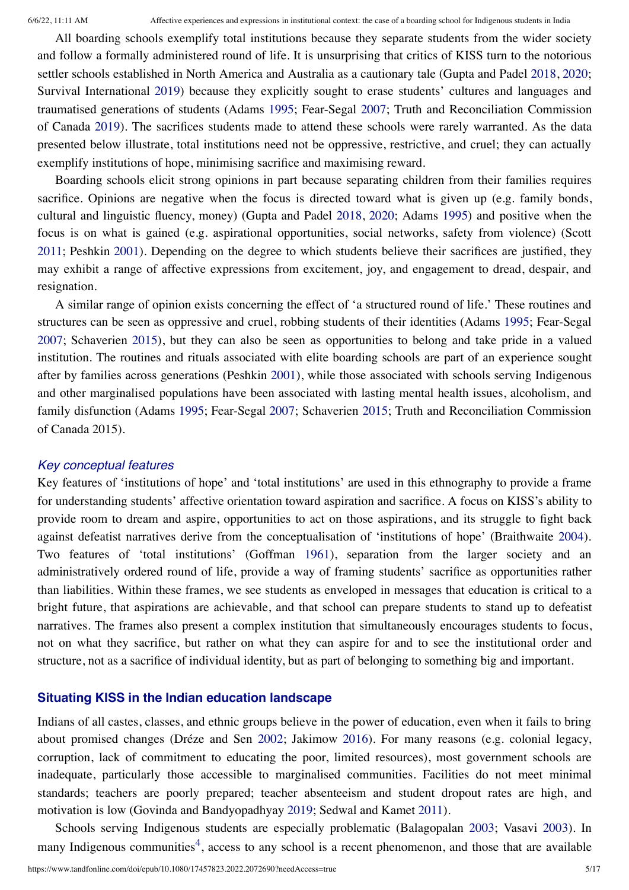All boarding schools exemplify total institutions because they separate students from the wider society and follow a formally administered round of life. It is unsurprising that critics of KISS turn to the notorious settler schools established in North America and Australia as a cautionary tale (Gupta and Padel 2018, 2020; Survival International 2019) because they explicitly sought to erase students' cultures and languages and traumatised generations of students (Adams 1995; Fear-Segal 2007; Truth and Reconciliation Commission of Canada 2019). The sacrifices students made to attend these schools were rarely warranted. As the data presented below illustrate, total institutions need not be oppressive, restrictive, and cruel; they can actually exemplify institutions of hope, minimising sacrifice and maximising reward.

Boarding schools elicit strong opinions in part because separating children from their families requires sacrifice. Opinions are negative when the focus is directed toward what is given up (e.g. family bonds, cultural and linguistic fluency, money) (Gupta and Padel 2018, 2020; Adams 1995) and positive when the focus is on what is gained (e.g. aspirational opportunities, social networks, safety from violence) (Scott 2011; Peshkin 2001). Depending on the degree to which students believe their sacrifices are justified, they may exhibit a range of affective expressions from excitement, joy, and engagement to dread, despair, and resignation.

A similar range of opinion exists concerning the effect of 'a structured round of life.' These routines and structures can be seen as oppressive and cruel, robbing students of their identities (Adams 1995; Fear-Segal 2007; Schaverien 2015), but they can also be seen as opportunities to belong and take pride in a valued institution. The routines and rituals associated with elite boarding schools are part of an experience sought after by families across generations (Peshkin 2001), while those associated with schools serving Indigenous and other marginalised populations have been associated with lasting mental health issues, alcoholism, and family disfunction (Adams 1995; Fear-Segal 2007; Schaverien 2015; Truth and Reconciliation Commission of Canada 2015).

### *Key conceptual features*

Key features of 'institutions of hope' and 'total institutions' are used in this ethnography to provide a frame for understanding students' affective orientation toward aspiration and sacrifice. A focus on KISS's ability to provide room to dream and aspire, opportunities to act on those aspirations, and its struggle to fight back against defeatist narratives derive from the conceptualisation of 'institutions of hope' (Braithwaite 2004). Two features of 'total institutions' (Goffman 1961), separation from the larger society and an administratively ordered round of life, provide a way of framing students' sacrifice as opportunities rather than liabilities. Within these frames, we see students as enveloped in messages that education is critical to a bright future, that aspirations are achievable, and that school can prepare students to stand up to defeatist narratives. The frames also present a complex institution that simultaneously encourages students to focus, not on what they sacrifice, but rather on what they can aspire for and to see the institutional order and structure, not as a sacrifice of individual identity, but as part of belonging to something big and important.

## Situating KISS in the Indian education landscape

Indians of all castes, classes, and ethnic groups believe in the power of education, even when it fails to bring about promised changes (Dréze and Sen 2002; Jakimow 2016). For many reasons (e.g. colonial legacy, corruption, lack of commitment to educating the poor, limited resources), most government schools are inadequate, particularly those accessible to marginalised communities. Facilities do not meet minimal standards; teachers are poorly prepared; teacher absenteeism and student dropout rates are high, and motivation is low (Govinda and Bandyopadhyay 2019; Sedwal and Kamet 2011).

Schools serving Indigenous students are especially problematic (Balagopalan 2003; Vasavi 2003). In many Indigenous communities[4], access to any school is a recent phenomenon, and those that are available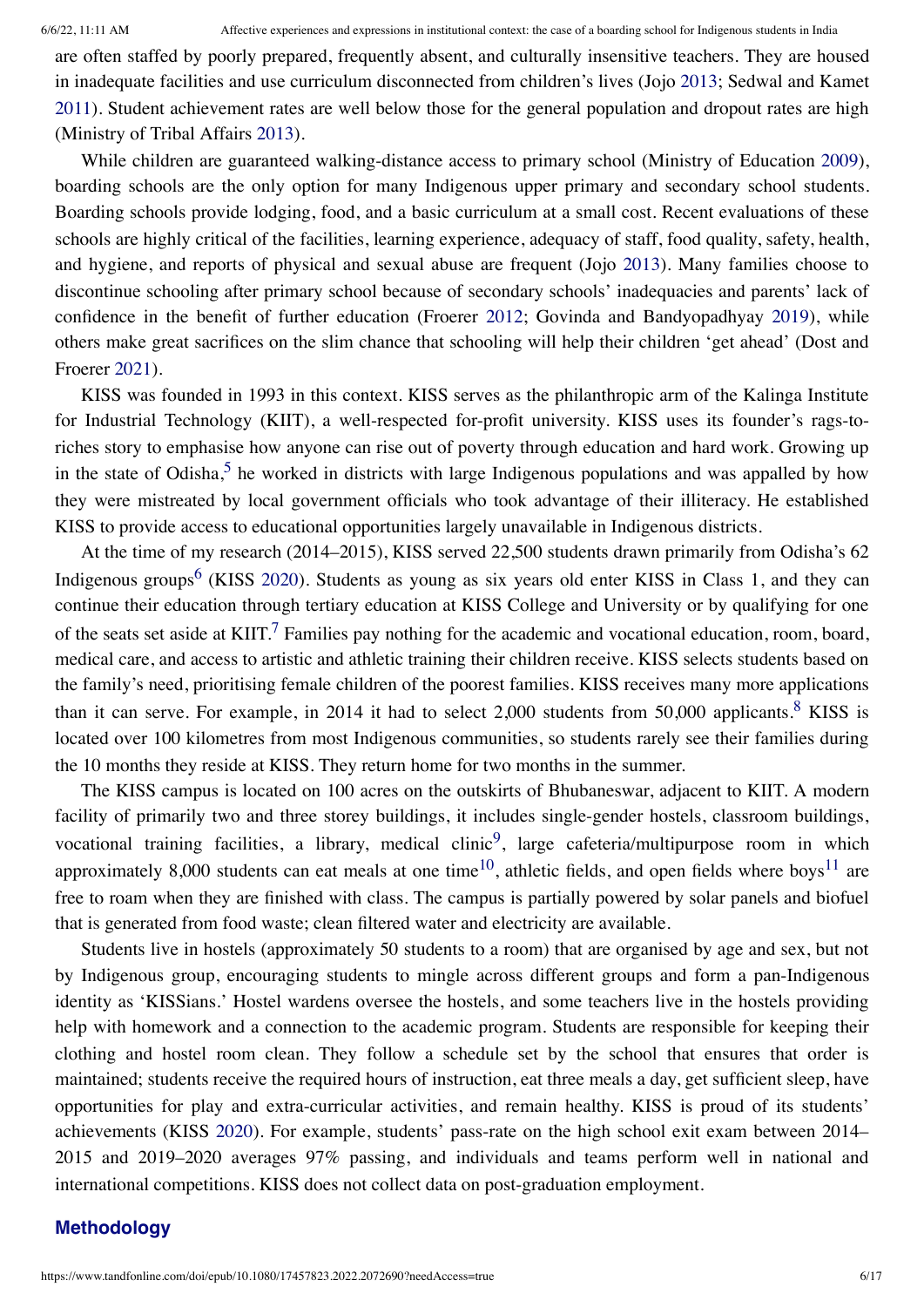are often staffed by poorly prepared, frequently absent, and culturally insensitive teachers. They are housed in inadequate facilities and use curriculum disconnected from children's lives (Jojo 2013; Sedwal and Kamet 2011). Student achievement rates are well below those for the general population and dropout rates are high (Ministry of Tribal Affairs 2013).

While children are guaranteed walking-distance access to primary school (Ministry of Education 2009), boarding schools are the only option for many Indigenous upper primary and secondary school students. Boarding schools provide lodging, food, and a basic curriculum at a small cost. Recent evaluations of these schools are highly critical of the facilities, learning experience, adequacy of staff, food quality, safety, health, and hygiene, and reports of physical and sexual abuse are frequent (Jojo 2013). Many families choose to discontinue schooling after primary school because of secondary schools' inadequacies and parents' lack of confidence in the benefit of further education (Froerer 2012; Govinda and Bandyopadhyay 2019), while others make great sacrifices on the slim chance that schooling will help their children 'get ahead' (Dost and Froerer 2021).

KISS was founded in 1993 in this context. KISS serves as the philanthropic arm of the Kalinga Institute for Industrial Technology (KIIT), a well-respected for-profit university. KISS uses its founder's rags-to-riches story to emphasise how anyone can rise out of poverty through education and hard work. Growing up in the state of Odisha,[5] he worked in districts with large Indigenous populations and was appalled by how they were mistreated by local government officials who took advantage of their illiteracy. He established KISS to provide access to educational opportunities largely unavailable in Indigenous districts.

At the time of my research (2014–2015), KISS served 22,500 students drawn primarily from Odisha's 62 Indigenous groups[6] (KISS 2020). Students as young as six years old enter KISS in Class 1, and they can continue their education through tertiary education at KISS College and University or by qualifying for one of the seats set aside at KIIT.[7] Families pay nothing for the academic and vocational education, room, board, medical care, and access to artistic and athletic training their children receive. KISS selects students based on the family's need, prioritising female children of the poorest families. KISS receives many more applications than it can serve. For example, in 2014 it had to select 2,000 students from 50,000 applicants.[8] KISS is located over 100 kilometres from most Indigenous communities, so students rarely see their families during the 10 months they reside at KISS. They return home for two months in the summer.

The KISS campus is located on 100 acres on the outskirts of Bhubaneswar, adjacent to KIIT. A modern facility of primarily two and three storey buildings, it includes single-gender hostels, classroom buildings, vocational training facilities, a library, medical clinic[9], large cafeteria/multipurpose room in which approximately 8,000 students can eat meals at one time[10], athletic fields, and open fields where boys[11] are free to roam when they are finished with class. The campus is partially powered by solar panels and biofuel that is generated from food waste; clean filtered water and electricity are available.

Students live in hostels (approximately 50 students to a room) that are organised by age and sex, but not by Indigenous group, encouraging students to mingle across different groups and form a pan-Indigenous identity as 'KISSians.' Hostel wardens oversee the hostels, and some teachers live in the hostels providing help with homework and a connection to the academic program. Students are responsible for keeping their clothing and hostel room clean. They follow a schedule set by the school that ensures that order is maintained; students receive the required hours of instruction, eat three meals a day, get sufficient sleep, have opportunities for play and extra-curricular activities, and remain healthy. KISS is proud of its students' achievements (KISS 2020). For example, students' pass-rate on the high school exit exam between 2014–2015 and 2019–2020 averages 97% passing, and individuals and teams perform well in national and international competitions. KISS does not collect data on post-graduation employment.

## Methodology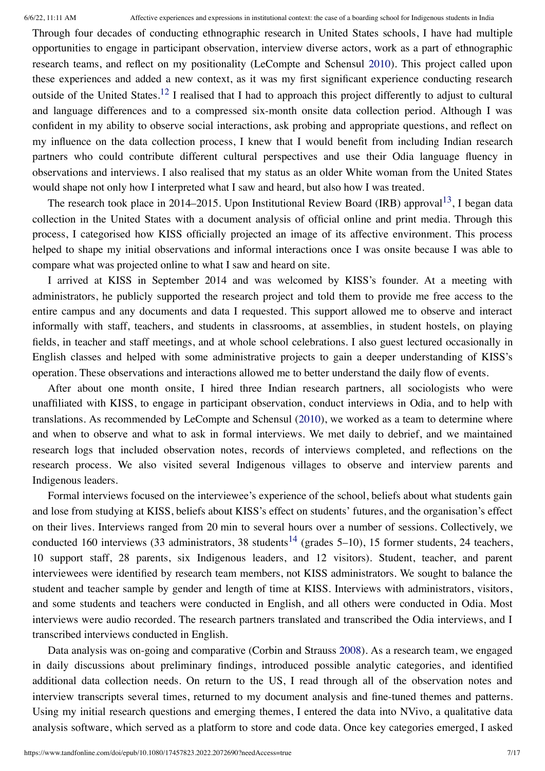Through four decades of conducting ethnographic research in United States schools, I have had multiple opportunities to engage in participant observation, interview diverse actors, work as a part of ethnographic research teams, and reflect on my positionality (LeCompte and Schensul 2010). This project called upon these experiences and added a new context, as it was my first significant experience conducting research outside of the United States.[12] I realised that I had to approach this project differently to adjust to cultural and language differences and to a compressed six-month onsite data collection period. Although I was confident in my ability to observe social interactions, ask probing and appropriate questions, and reflect on my influence on the data collection process, I knew that I would benefit from including Indian research partners who could contribute different cultural perspectives and use their Odia language fluency in observations and interviews. I also realised that my status as an older White woman from the United States would shape not only how I interpreted what I saw and heard, but also how I was treated.

The research took place in 2014–2015. Upon Institutional Review Board (IRB) approval[13], I began data collection in the United States with a document analysis of official online and print media. Through this process, I categorised how KISS officially projected an image of its affective environment. This process helped to shape my initial observations and informal interactions once I was onsite because I was able to compare what was projected online to what I saw and heard on site.

I arrived at KISS in September 2014 and was welcomed by KISS's founder. At a meeting with administrators, he publicly supported the research project and told them to provide me free access to the entire campus and any documents and data I requested. This support allowed me to observe and interact informally with staff, teachers, and students in classrooms, at assemblies, in student hostels, on playing fields, in teacher and staff meetings, and at whole school celebrations. I also guest lectured occasionally in English classes and helped with some administrative projects to gain a deeper understanding of KISS's operation. These observations and interactions allowed me to better understand the daily flow of events.

After about one month onsite, I hired three Indian research partners, all sociologists who were unaffiliated with KISS, to engage in participant observation, conduct interviews in Odia, and to help with translations. As recommended by LeCompte and Schensul (2010), we worked as a team to determine where and when to observe and what to ask in formal interviews. We met daily to debrief, and we maintained research logs that included observation notes, records of interviews completed, and reflections on the research process. We also visited several Indigenous villages to observe and interview parents and Indigenous leaders.

Formal interviews focused on the interviewee's experience of the school, beliefs about what students gain and lose from studying at KISS, beliefs about KISS's effect on students' futures, and the organisation's effect on their lives. Interviews ranged from 20 min to several hours over a number of sessions. Collectively, we conducted 160 interviews (33 administrators, 38 students[14] (grades 5–10), 15 former students, 24 teachers, 10 support staff, 28 parents, six Indigenous leaders, and 12 visitors). Student, teacher, and parent interviewees were identified by research team members, not KISS administrators. We sought to balance the student and teacher sample by gender and length of time at KISS. Interviews with administrators, visitors, and some students and teachers were conducted in English, and all others were conducted in Odia. Most interviews were audio recorded. The research partners translated and transcribed the Odia interviews, and I transcribed interviews conducted in English.

Data analysis was on-going and comparative (Corbin and Strauss 2008). As a research team, we engaged in daily discussions about preliminary findings, introduced possible analytic categories, and identified additional data collection needs. On return to the US, I read through all of the observation notes and interview transcripts several times, returned to my document analysis and fine-tuned themes and patterns. Using my initial research questions and emerging themes, I entered the data into NVivo, a qualitative data analysis software, which served as a platform to store and code data. Once key categories emerged, I asked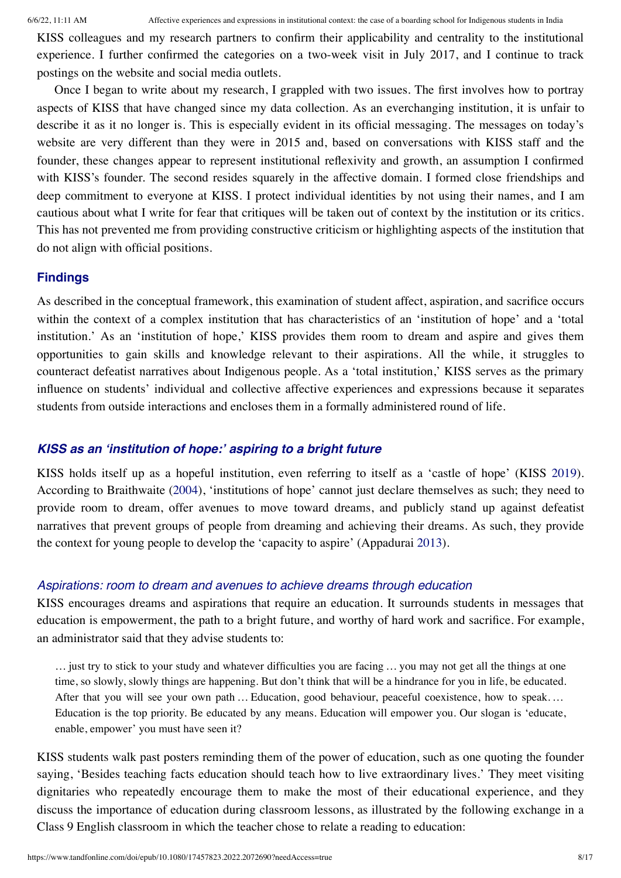KISS colleagues and my research partners to confirm their applicability and centrality to the institutional experience. I further confirmed the categories on a two-week visit in July 2017, and I continue to track postings on the website and social media outlets.

Once I began to write about my research, I grappled with two issues. The first involves how to portray aspects of KISS that have changed since my data collection. As an everchanging institution, it is unfair to describe it as it no longer is. This is especially evident in its official messaging. The messages on today's website are very different than they were in 2015 and, based on conversations with KISS staff and the founder, these changes appear to represent institutional reflexivity and growth, an assumption I confirmed with KISS's founder. The second resides squarely in the affective domain. I formed close friendships and deep commitment to everyone at KISS. I protect individual identities by not using their names, and I am cautious about what I write for fear that critiques will be taken out of context by the institution or its critics. This has not prevented me from providing constructive criticism or highlighting aspects of the institution that do not align with official positions.

## Findings

As described in the conceptual framework, this examination of student affect, aspiration, and sacrifice occurs within the context of a complex institution that has characteristics of an 'institution of hope' and a 'total institution.' As an 'institution of hope,' KISS provides them room to dream and aspire and gives them opportunities to gain skills and knowledge relevant to their aspirations. All the while, it struggles to counteract defeatist narratives about Indigenous people. As a 'total institution,' KISS serves as the primary influence on students' individual and collective affective experiences and expressions because it separates students from outside interactions and encloses them in a formally administered round of life.

### *KISS as an 'institution of hope:' aspiring to a bright future*

KISS holds itself up as a hopeful institution, even referring to itself as a 'castle of hope' (KISS 2019). According to Braithwaite (2004), 'institutions of hope' cannot just declare themselves as such; they need to provide room to dream, offer avenues to move toward dreams, and publicly stand up against defeatist narratives that prevent groups of people from dreaming and achieving their dreams. As such, they provide the context for young people to develop the 'capacity to aspire' (Appadurai 2013).

#### *Aspirations: room to dream and avenues to achieve dreams through education*

KISS encourages dreams and aspirations that require an education. It surrounds students in messages that education is empowerment, the path to a bright future, and worthy of hard work and sacrifice. For example, an administrator said that they advise students to:

> … just try to stick to your study and whatever difficulties you are facing … you may not get all the things at one time, so slowly, slowly things are happening. But don't think that will be a hindrance for you in life, be educated. After that you will see your own path … Education, good behaviour, peaceful coexistence, how to speak. … Education is the top priority. Be educated by any means. Education will empower you. Our slogan is 'educate, enable, empower' you must have seen it?

KISS students walk past posters reminding them of the power of education, such as one quoting the founder saying, 'Besides teaching facts education should teach how to live extraordinary lives.' They meet visiting dignitaries who repeatedly encourage them to make the most of their educational experience, and they discuss the importance of education during classroom lessons, as illustrated by the following exchange in a Class 9 English classroom in which the teacher chose to relate a reading to education: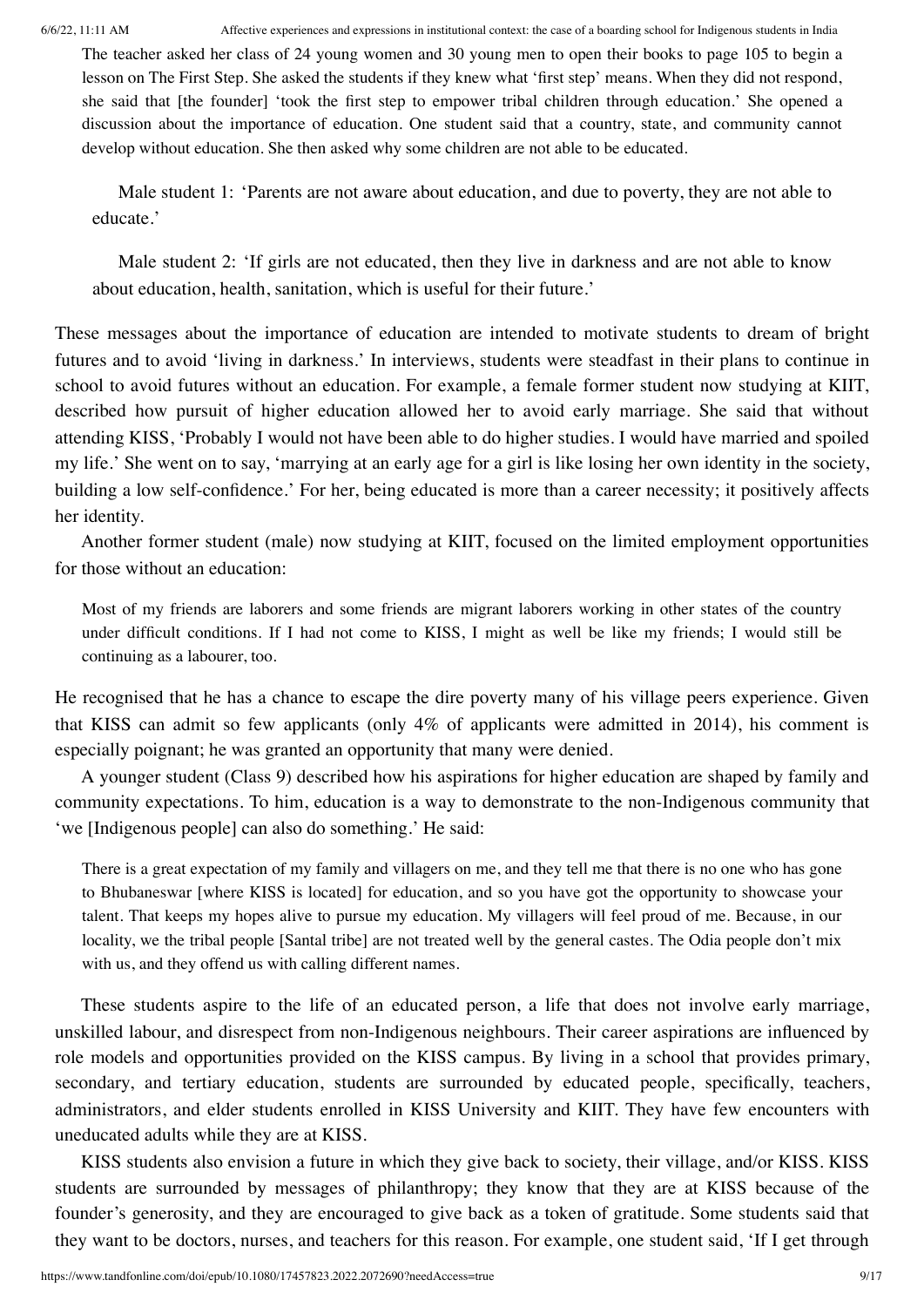The teacher asked her class of 24 young women and 30 young men to open their books to page 105 to begin a lesson on The First Step. She asked the students if they knew what 'first step' means. When they did not respond, she said that [the founder] 'took the first step to empower tribal children through education.' She opened a discussion about the importance of education. One student said that a country, state, and community cannot develop without education. She then asked why some children are not able to be educated.

> Male student 1: 'Parents are not aware about education, and due to poverty, they are not able to educate.'
>
> Male student 2: 'If girls are not educated, then they live in darkness and are not able to know about education, health, sanitation, which is useful for their future.'

These messages about the importance of education are intended to motivate students to dream of bright futures and to avoid 'living in darkness.' In interviews, students were steadfast in their plans to continue in school to avoid futures without an education. For example, a female former student now studying at KIIT, described how pursuit of higher education allowed her to avoid early marriage. She said that without attending KISS, 'Probably I would not have been able to do higher studies. I would have married and spoiled my life.' She went on to say, 'marrying at an early age for a girl is like losing her own identity in the society, building a low self-confidence.' For her, being educated is more than a career necessity; it positively affects her identity.

Another former student (male) now studying at KIIT, focused on the limited employment opportunities for those without an education:

> Most of my friends are laborers and some friends are migrant laborers working in other states of the country under difficult conditions. If I had not come to KISS, I might as well be like my friends; I would still be continuing as a labourer, too.

He recognised that he has a chance to escape the dire poverty many of his village peers experience. Given that KISS can admit so few applicants (only 4% of applicants were admitted in 2014), his comment is especially poignant; he was granted an opportunity that many were denied.

A younger student (Class 9) described how his aspirations for higher education are shaped by family and community expectations. To him, education is a way to demonstrate to the non-Indigenous community that 'we [Indigenous people] can also do something.' He said:

> There is a great expectation of my family and villagers on me, and they tell me that there is no one who has gone to Bhubaneswar [where KISS is located] for education, and so you have got the opportunity to showcase your talent. That keeps my hopes alive to pursue my education. My villagers will feel proud of me. Because, in our locality, we the tribal people [Santal tribe] are not treated well by the general castes. The Odia people don't mix with us, and they offend us with calling different names.

These students aspire to the life of an educated person, a life that does not involve early marriage, unskilled labour, and disrespect from non-Indigenous neighbours. Their career aspirations are influenced by role models and opportunities provided on the KISS campus. By living in a school that provides primary, secondary, and tertiary education, students are surrounded by educated people, specifically, teachers, administrators, and elder students enrolled in KISS University and KIIT. They have few encounters with uneducated adults while they are at KISS.

KISS students also envision a future in which they give back to society, their village, and/or KISS. KISS students are surrounded by messages of philanthropy; they know that they are at KISS because of the founder's generosity, and they are encouraged to give back as a token of gratitude. Some students said that they want to be doctors, nurses, and teachers for this reason. For example, one student said, 'If I get through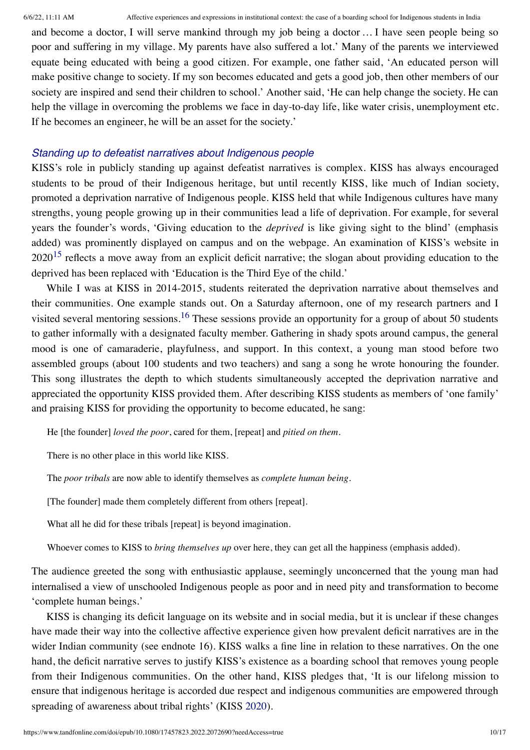and become a doctor, I will serve mankind through my job being a doctor … I have seen people being so poor and suffering in my village. My parents have also suffered a lot.' Many of the parents we interviewed equate being educated with being a good citizen. For example, one father said, 'An educated person will make positive change to society. If my son becomes educated and gets a good job, then other members of our society are inspired and send their children to school.' Another said, 'He can help change the society. He can help the village in overcoming the problems we face in day-to-day life, like water crisis, unemployment etc. If he becomes an engineer, he will be an asset for the society.'

### *Standing up to defeatist narratives about Indigenous people*

KISS's role in publicly standing up against defeatist narratives is complex. KISS has always encouraged students to be proud of their Indigenous heritage, but until recently KISS, like much of Indian society, promoted a deprivation narrative of Indigenous people. KISS held that while Indigenous cultures have many strengths, young people growing up in their communities lead a life of deprivation. For example, for several years the founder's words, 'Giving education to the *deprived* is like giving sight to the blind' (emphasis added) was prominently displayed on campus and on the webpage. An examination of KISS's website in 2020[15] reflects a move away from an explicit deficit narrative; the slogan about providing education to the deprived has been replaced with 'Education is the Third Eye of the child.'

While I was at KISS in 2014-2015, students reiterated the deprivation narrative about themselves and their communities. One example stands out. On a Saturday afternoon, one of my research partners and I visited several mentoring sessions.[16] These sessions provide an opportunity for a group of about 50 students to gather informally with a designated faculty member. Gathering in shady spots around campus, the general mood is one of camaraderie, playfulness, and support. In this context, a young man stood before two assembled groups (about 100 students and two teachers) and sang a song he wrote honouring the founder. This song illustrates the depth to which students simultaneously accepted the deprivation narrative and appreciated the opportunity KISS provided them. After describing KISS students as members of 'one family' and praising KISS for providing the opportunity to become educated, he sang:

> He [the founder] *loved the poor*, cared for them, [repeat] and *pitied on them*.
>
> There is no other place in this world like KISS.
>
> The *poor tribals* are now able to identify themselves as *complete human being*.
>
> [The founder] made them completely different from others [repeat].
>
> What all he did for these tribals [repeat] is beyond imagination.
>
> Whoever comes to KISS to *bring themselves up* over here, they can get all the happiness (emphasis added).

The audience greeted the song with enthusiastic applause, seemingly unconcerned that the young man had internalised a view of unschooled Indigenous people as poor and in need pity and transformation to become 'complete human beings.'

KISS is changing its deficit language on its website and in social media, but it is unclear if these changes have made their way into the collective affective experience given how prevalent deficit narratives are in the wider Indian community (see endnote 16). KISS walks a fine line in relation to these narratives. On the one hand, the deficit narrative serves to justify KISS's existence as a boarding school that removes young people from their Indigenous communities. On the other hand, KISS pledges that, 'It is our lifelong mission to ensure that indigenous heritage is accorded due respect and indigenous communities are empowered through spreading of awareness about tribal rights' (KISS 2020).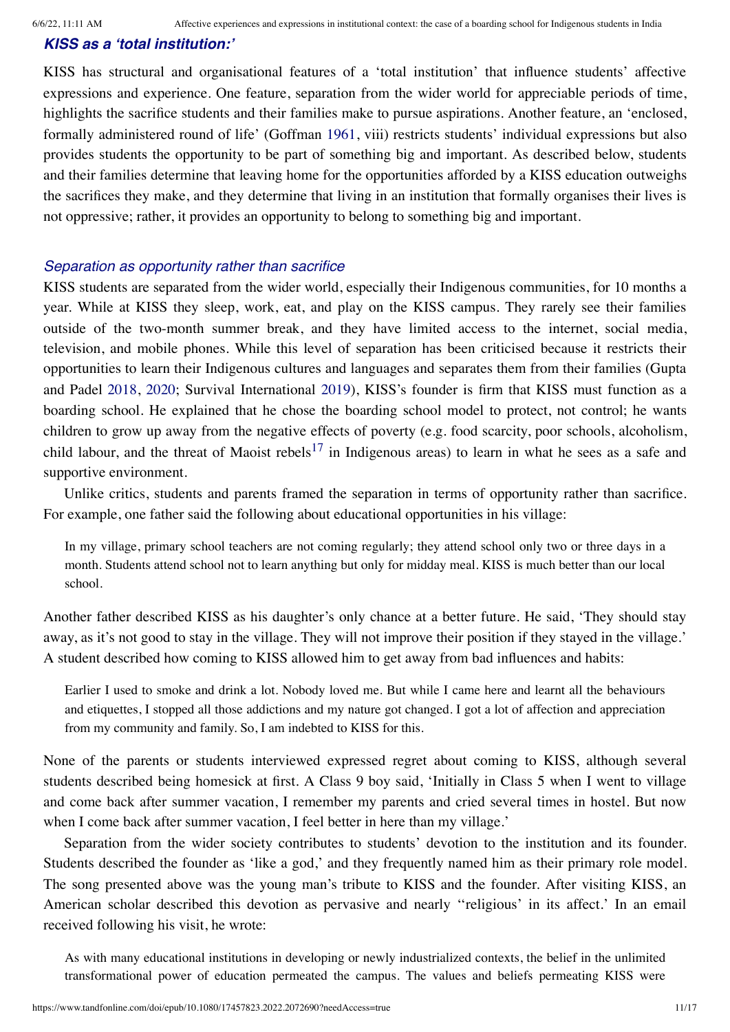### *KISS as a 'total institution:'*

KISS has structural and organisational features of a 'total institution' that influence students' affective expressions and experience. One feature, separation from the wider world for appreciable periods of time, highlights the sacrifice students and their families make to pursue aspirations. Another feature, an 'enclosed, formally administered round of life' (Goffman 1961, viii) restricts students' individual expressions but also provides students the opportunity to be part of something big and important. As described below, students and their families determine that leaving home for the opportunities afforded by a KISS education outweighs the sacrifices they make, and they determine that living in an institution that formally organises their lives is not oppressive; rather, it provides an opportunity to belong to something big and important.

#### *Separation as opportunity rather than sacrifice*

KISS students are separated from the wider world, especially their Indigenous communities, for 10 months a year. While at KISS they sleep, work, eat, and play on the KISS campus. They rarely see their families outside of the two-month summer break, and they have limited access to the internet, social media, television, and mobile phones. While this level of separation has been criticised because it restricts their opportunities to learn their Indigenous cultures and languages and separates them from their families (Gupta and Padel 2018, 2020; Survival International 2019), KISS's founder is firm that KISS must function as a boarding school. He explained that he chose the boarding school model to protect, not control; he wants children to grow up away from the negative effects of poverty (e.g. food scarcity, poor schools, alcoholism, child labour, and the threat of Maoist rebels[17] in Indigenous areas) to learn in what he sees as a safe and supportive environment.

Unlike critics, students and parents framed the separation in terms of opportunity rather than sacrifice. For example, one father said the following about educational opportunities in his village:

> In my village, primary school teachers are not coming regularly; they attend school only two or three days in a month. Students attend school not to learn anything but only for midday meal. KISS is much better than our local school.

Another father described KISS as his daughter's only chance at a better future. He said, 'They should stay away, as it's not good to stay in the village. They will not improve their position if they stayed in the village.' A student described how coming to KISS allowed him to get away from bad influences and habits:

> Earlier I used to smoke and drink a lot. Nobody loved me. But while I came here and learnt all the behaviours and etiquettes, I stopped all those addictions and my nature got changed. I got a lot of affection and appreciation from my community and family. So, I am indebted to KISS for this.

None of the parents or students interviewed expressed regret about coming to KISS, although several students described being homesick at first. A Class 9 boy said, 'Initially in Class 5 when I went to village and come back after summer vacation, I remember my parents and cried several times in hostel. But now when I come back after summer vacation, I feel better in here than my village.'

Separation from the wider society contributes to students' devotion to the institution and its founder. Students described the founder as 'like a god,' and they frequently named him as their primary role model. The song presented above was the young man's tribute to KISS and the founder. After visiting KISS, an American scholar described this devotion as pervasive and nearly ''religious' in its affect.' In an email received following his visit, he wrote:

> As with many educational institutions in developing or newly industrialized contexts, the belief in the unlimited transformational power of education permeated the campus. The values and beliefs permeating KISS were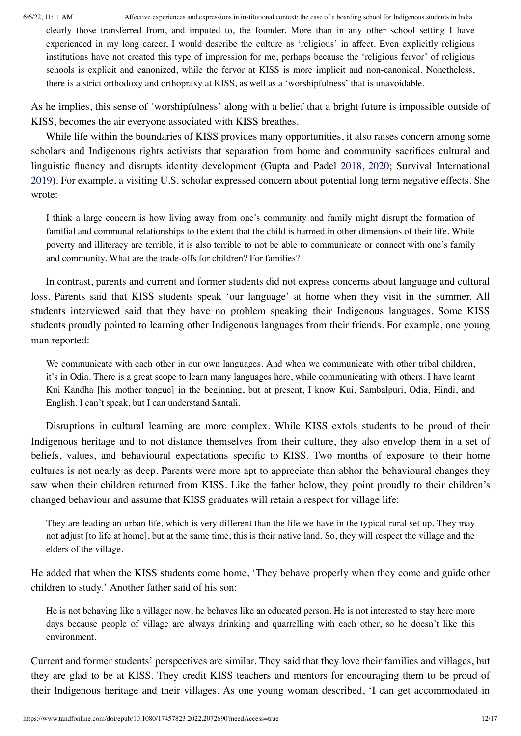> clearly those transferred from, and imputed to, the founder. More than in any other school setting I have experienced in my long career, I would describe the culture as 'religious' in affect. Even explicitly religious institutions have not created this type of impression for me, perhaps because the 'religious fervor' of religious schools is explicit and canonized, while the fervor at KISS is more implicit and non-canonical. Nonetheless, there is a strict orthodoxy and orthopraxy at KISS, as well as a 'worshipfulness' that is unavoidable.

As he implies, this sense of 'worshipfulness' along with a belief that a bright future is impossible outside of KISS, becomes the air everyone associated with KISS breathes.

While life within the boundaries of KISS provides many opportunities, it also raises concern among some scholars and Indigenous rights activists that separation from home and community sacrifices cultural and linguistic fluency and disrupts identity development (Gupta and Padel 2018, 2020; Survival International 2019). For example, a visiting U.S. scholar expressed concern about potential long term negative effects. She wrote:

> I think a large concern is how living away from one's community and family might disrupt the formation of familial and communal relationships to the extent that the child is harmed in other dimensions of their life. While poverty and illiteracy are terrible, it is also terrible to not be able to communicate or connect with one's family and community. What are the trade-offs for children? For families?

In contrast, parents and current and former students did not express concerns about language and cultural loss. Parents said that KISS students speak 'our language' at home when they visit in the summer. All students interviewed said that they have no problem speaking their Indigenous languages. Some KISS students proudly pointed to learning other Indigenous languages from their friends. For example, one young man reported:

> We communicate with each other in our own languages. And when we communicate with other tribal children, it's in Odia. There is a great scope to learn many languages here, while communicating with others. I have learnt Kui Kandha [his mother tongue] in the beginning, but at present, I know Kui, Sambalpuri, Odia, Hindi, and English. I can't speak, but I can understand Santali.

Disruptions in cultural learning are more complex. While KISS extols students to be proud of their Indigenous heritage and to not distance themselves from their culture, they also envelop them in a set of beliefs, values, and behavioural expectations specific to KISS. Two months of exposure to their home cultures is not nearly as deep. Parents were more apt to appreciate than abhor the behavioural changes they saw when their children returned from KISS. Like the father below, they point proudly to their children's changed behaviour and assume that KISS graduates will retain a respect for village life:

> They are leading an urban life, which is very different than the life we have in the typical rural set up. They may not adjust [to life at home], but at the same time, this is their native land. So, they will respect the village and the elders of the village.

He added that when the KISS students come home, 'They behave properly when they come and guide other children to study.' Another father said of his son:

> He is not behaving like a villager now; he behaves like an educated person. He is not interested to stay here more days because people of village are always drinking and quarrelling with each other, so he doesn't like this environment.

Current and former students' perspectives are similar. They said that they love their families and villages, but they are glad to be at KISS. They credit KISS teachers and mentors for encouraging them to be proud of their Indigenous heritage and their villages. As one young woman described, 'I can get accommodated in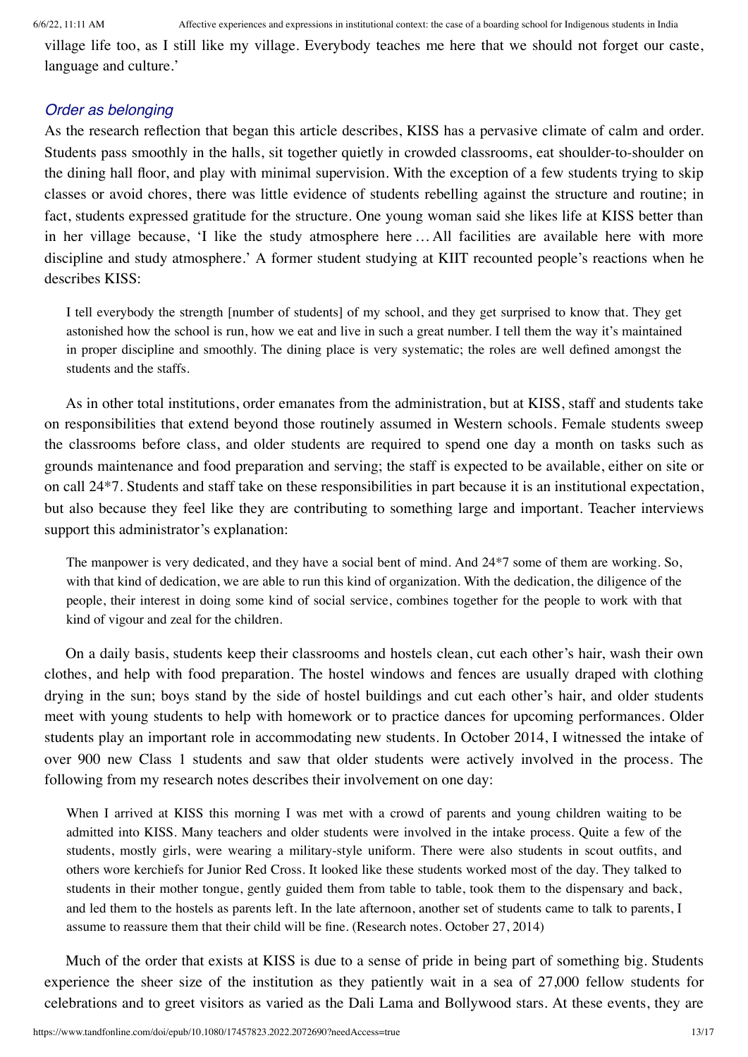village life too, as I still like my village. Everybody teaches me here that we should not forget our caste, language and culture.'

### *Order as belonging*

As the research reflection that began this article describes, KISS has a pervasive climate of calm and order. Students pass smoothly in the halls, sit together quietly in crowded classrooms, eat shoulder-to-shoulder on the dining hall floor, and play with minimal supervision. With the exception of a few students trying to skip classes or avoid chores, there was little evidence of students rebelling against the structure and routine; in fact, students expressed gratitude for the structure. One young woman said she likes life at KISS better than in her village because, 'I like the study atmosphere here … All facilities are available here with more discipline and study atmosphere.' A former student studying at KIIT recounted people's reactions when he describes KISS:

> I tell everybody the strength [number of students] of my school, and they get surprised to know that. They get astonished how the school is run, how we eat and live in such a great number. I tell them the way it's maintained in proper discipline and smoothly. The dining place is very systematic; the roles are well defined amongst the students and the staffs.

As in other total institutions, order emanates from the administration, but at KISS, staff and students take on responsibilities that extend beyond those routinely assumed in Western schools. Female students sweep the classrooms before class, and older students are required to spend one day a month on tasks such as grounds maintenance and food preparation and serving; the staff is expected to be available, either on site or on call 24*7. Students and staff take on these responsibilities in part because it is an institutional expectation, but also because they feel like they are contributing to something large and important. Teacher interviews support this administrator's explanation:

> The manpower is very dedicated, and they have a social bent of mind. And 24*7 some of them are working. So, with that kind of dedication, we are able to run this kind of organization. With the dedication, the diligence of the people, their interest in doing some kind of social service, combines together for the people to work with that kind of vigour and zeal for the children.

On a daily basis, students keep their classrooms and hostels clean, cut each other's hair, wash their own clothes, and help with food preparation. The hostel windows and fences are usually draped with clothing drying in the sun; boys stand by the side of hostel buildings and cut each other's hair, and older students meet with young students to help with homework or to practice dances for upcoming performances. Older students play an important role in accommodating new students. In October 2014, I witnessed the intake of over 900 new Class 1 students and saw that older students were actively involved in the process. The following from my research notes describes their involvement on one day:

> When I arrived at KISS this morning I was met with a crowd of parents and young children waiting to be admitted into KISS. Many teachers and older students were involved in the intake process. Quite a few of the students, mostly girls, were wearing a military-style uniform. There were also students in scout outfits, and others wore kerchiefs for Junior Red Cross. It looked like these students worked most of the day. They talked to students in their mother tongue, gently guided them from table to table, took them to the dispensary and back, and led them to the hostels as parents left. In the late afternoon, another set of students came to talk to parents, I assume to reassure them that their child will be fine. (Research notes. October 27, 2014)

Much of the order that exists at KISS is due to a sense of pride in being part of something big. Students experience the sheer size of the institution as they patiently wait in a sea of 27,000 fellow students for celebrations and to greet visitors as varied as the Dali Lama and Bollywood stars. At these events, they are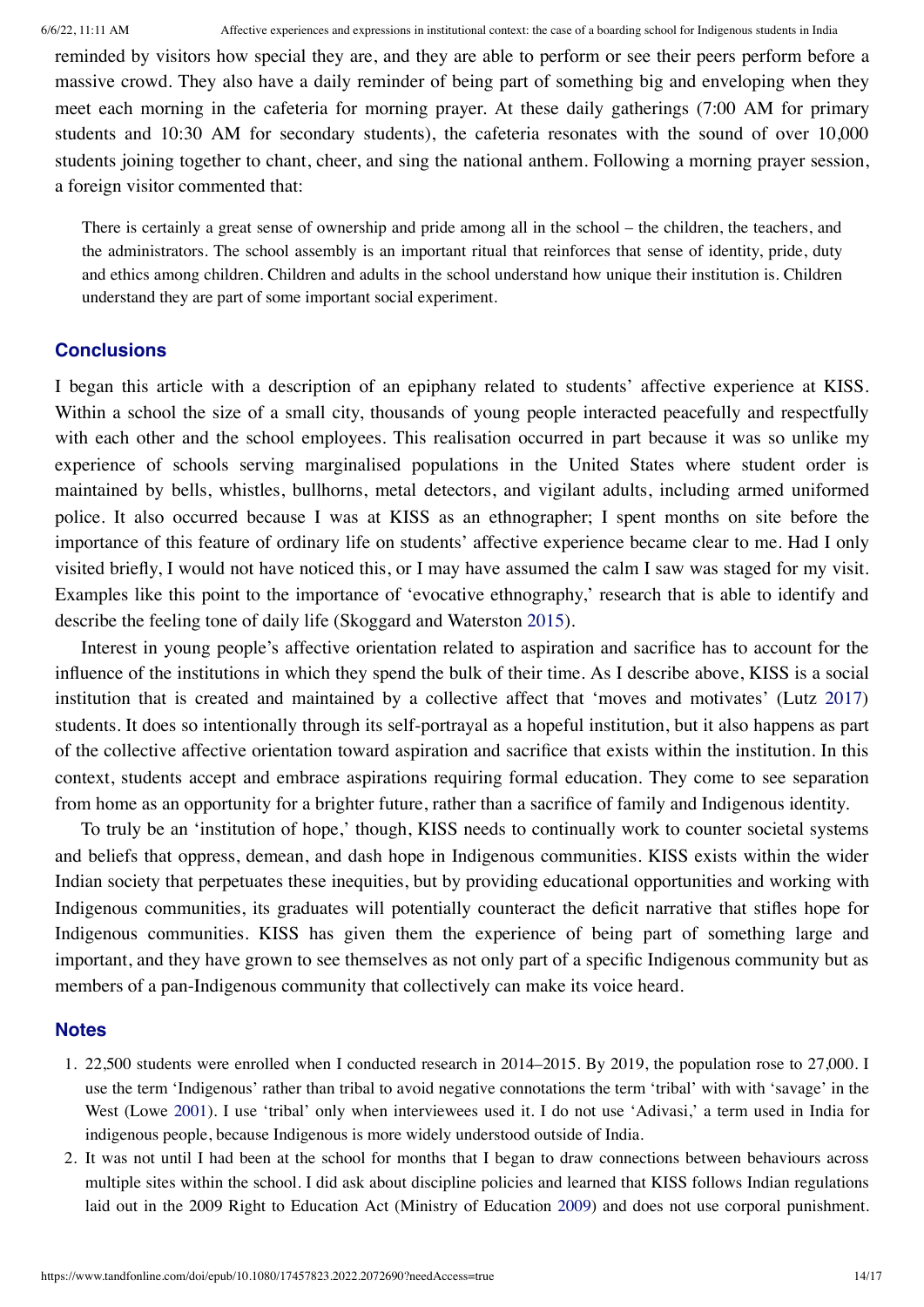reminded by visitors how special they are, and they are able to perform or see their peers perform before a massive crowd. They also have a daily reminder of being part of something big and enveloping when they meet each morning in the cafeteria for morning prayer. At these daily gatherings (7:00 AM for primary students and 10:30 AM for secondary students), the cafeteria resonates with the sound of over 10,000 students joining together to chant, cheer, and sing the national anthem. Following a morning prayer session, a foreign visitor commented that:

> There is certainly a great sense of ownership and pride among all in the school – the children, the teachers, and the administrators. The school assembly is an important ritual that reinforces that sense of identity, pride, duty and ethics among children. Children and adults in the school understand how unique their institution is. Children understand they are part of some important social experiment.

## Conclusions

I began this article with a description of an epiphany related to students' affective experience at KISS. Within a school the size of a small city, thousands of young people interacted peacefully and respectfully with each other and the school employees. This realisation occurred in part because it was so unlike my experience of schools serving marginalised populations in the United States where student order is maintained by bells, whistles, bullhorns, metal detectors, and vigilant adults, including armed uniformed police. It also occurred because I was at KISS as an ethnographer; I spent months on site before the importance of this feature of ordinary life on students' affective experience became clear to me. Had I only visited briefly, I would not have noticed this, or I may have assumed the calm I saw was staged for my visit. Examples like this point to the importance of 'evocative ethnography,' research that is able to identify and describe the feeling tone of daily life (Skoggard and Waterston 2015).

Interest in young people's affective orientation related to aspiration and sacrifice has to account for the influence of the institutions in which they spend the bulk of their time. As I describe above, KISS is a social institution that is created and maintained by a collective affect that 'moves and motivates' (Lutz 2017) students. It does so intentionally through its self-portrayal as a hopeful institution, but it also happens as part of the collective affective orientation toward aspiration and sacrifice that exists within the institution. In this context, students accept and embrace aspirations requiring formal education. They come to see separation from home as an opportunity for a brighter future, rather than a sacrifice of family and Indigenous identity.

To truly be an 'institution of hope,' though, KISS needs to continually work to counter societal systems and beliefs that oppress, demean, and dash hope in Indigenous communities. KISS exists within the wider Indian society that perpetuates these inequities, but by providing educational opportunities and working with Indigenous communities, its graduates will potentially counteract the deficit narrative that stifles hope for Indigenous communities. KISS has given them the experience of being part of something large and important, and they have grown to see themselves as not only part of a specific Indigenous community but as members of a pan-Indigenous community that collectively can make its voice heard.

## Notes

1. 22,500 students were enrolled when I conducted research in 2014–2015. By 2019, the population rose to 27,000. I use the term 'Indigenous' rather than tribal to avoid negative connotations the term 'tribal' with with 'savage' in the West (Lowe 2001). I use 'tribal' only when interviewees used it. I do not use 'Adivasi,' a term used in India for indigenous people, because Indigenous is more widely understood outside of India.
2. It was not until I had been at the school for months that I began to draw connections between behaviours across multiple sites within the school. I did ask about discipline policies and learned that KISS follows Indian regulations laid out in the 2009 Right to Education Act (Ministry of Education 2009) and does not use corporal punishment.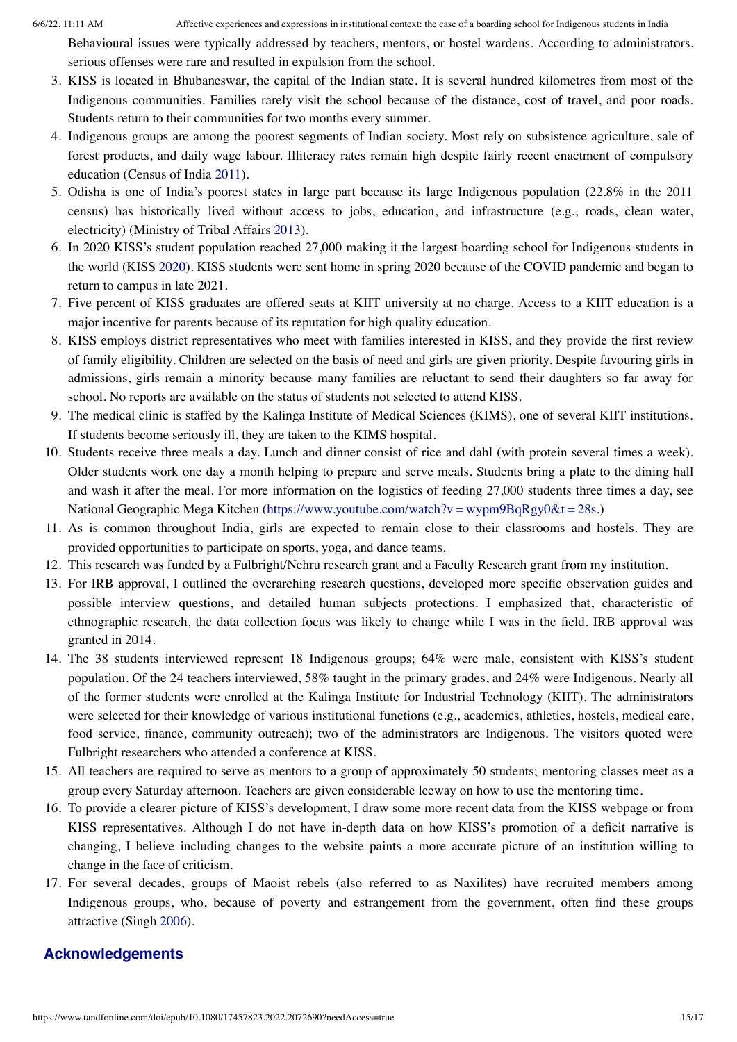Behavioural issues were typically addressed by teachers, mentors, or hostel wardens. According to administrators, serious offenses were rare and resulted in expulsion from the school.

3. KISS is located in Bhubaneswar, the capital of the Indian state. It is several hundred kilometres from most of the Indigenous communities. Families rarely visit the school because of the distance, cost of travel, and poor roads. Students return to their communities for two months every summer.
4. Indigenous groups are among the poorest segments of Indian society. Most rely on subsistence agriculture, sale of forest products, and daily wage labour. Illiteracy rates remain high despite fairly recent enactment of compulsory education (Census of India 2011).
5. Odisha is one of India's poorest states in large part because its large Indigenous population (22.8% in the 2011 census) has historically lived without access to jobs, education, and infrastructure (e.g., roads, clean water, electricity) (Ministry of Tribal Affairs 2013).
6. In 2020 KISS's student population reached 27,000 making it the largest boarding school for Indigenous students in the world (KISS 2020). KISS students were sent home in spring 2020 because of the COVID pandemic and began to return to campus in late 2021.
7. Five percent of KISS graduates are offered seats at KIIT university at no charge. Access to a KIIT education is a major incentive for parents because of its reputation for high quality education.
8. KISS employs district representatives who meet with families interested in KISS, and they provide the first review of family eligibility. Children are selected on the basis of need and girls are given priority. Despite favouring girls in admissions, girls remain a minority because many families are reluctant to send their daughters so far away for school. No reports are available on the status of students not selected to attend KISS.
9. The medical clinic is staffed by the Kalinga Institute of Medical Sciences (KIMS), one of several KIIT institutions. If students become seriously ill, they are taken to the KIMS hospital.
10. Students receive three meals a day. Lunch and dinner consist of rice and dahl (with protein several times a week). Older students work one day a month helping to prepare and serve meals. Students bring a plate to the dining hall and wash it after the meal. For more information on the logistics of feeding 27,000 students three times a day, see National Geographic Mega Kitchen (https://www.youtube.com/watch?v = wypm9BqRgy0&t = 28s.)
11. As is common throughout India, girls are expected to remain close to their classrooms and hostels. They are provided opportunities to participate on sports, yoga, and dance teams.
12. This research was funded by a Fulbright/Nehru research grant and a Faculty Research grant from my institution.
13. For IRB approval, I outlined the overarching research questions, developed more specific observation guides and possible interview questions, and detailed human subjects protections. I emphasized that, characteristic of ethnographic research, the data collection focus was likely to change while I was in the field. IRB approval was granted in 2014.
14. The 38 students interviewed represent 18 Indigenous groups; 64% were male, consistent with KISS's student population. Of the 24 teachers interviewed, 58% taught in the primary grades, and 24% were Indigenous. Nearly all of the former students were enrolled at the Kalinga Institute for Industrial Technology (KIIT). The administrators were selected for their knowledge of various institutional functions (e.g., academics, athletics, hostels, medical care, food service, finance, community outreach); two of the administrators are Indigenous. The visitors quoted were Fulbright researchers who attended a conference at KISS.
15. All teachers are required to serve as mentors to a group of approximately 50 students; mentoring classes meet as a group every Saturday afternoon. Teachers are given considerable leeway on how to use the mentoring time.
16. To provide a clearer picture of KISS's development, I draw some more recent data from the KISS webpage or from KISS representatives. Although I do not have in-depth data on how KISS's promotion of a deficit narrative is changing, I believe including changes to the website paints a more accurate picture of an institution willing to change in the face of criticism.
17. For several decades, groups of Maoist rebels (also referred to as Naxilites) have recruited members among Indigenous groups, who, because of poverty and estrangement from the government, often find these groups attractive (Singh 2006).

## Acknowledgements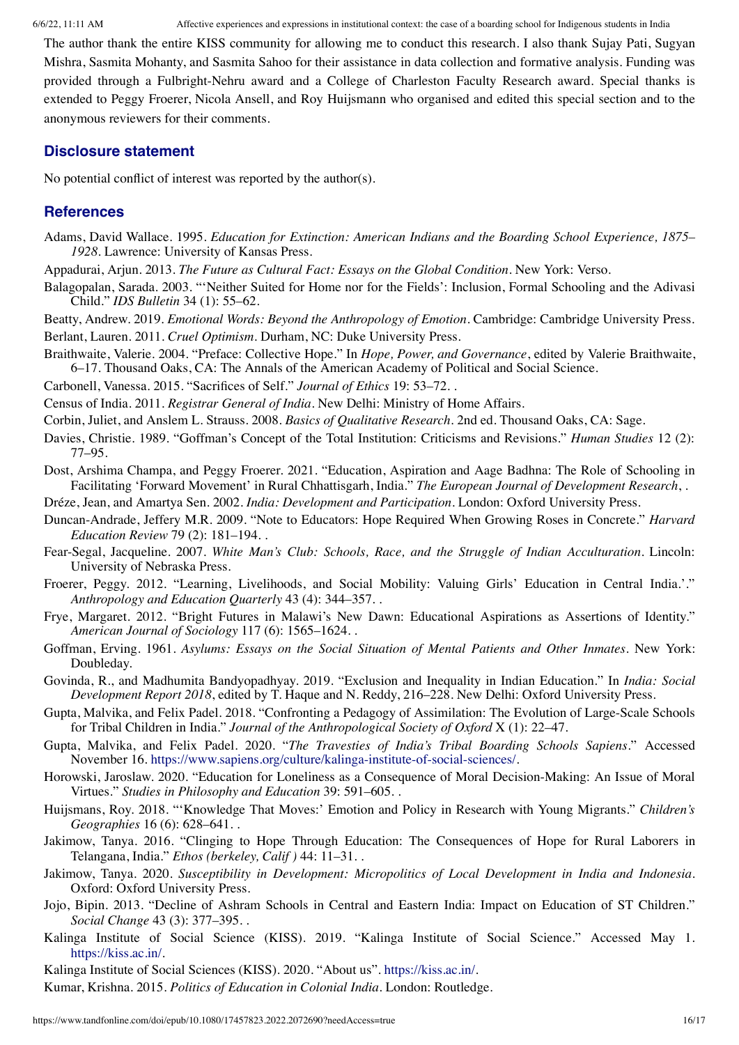The author thank the entire KISS community for allowing me to conduct this research. I also thank Sujay Pati, Sugyan Mishra, Sasmita Mohanty, and Sasmita Sahoo for their assistance in data collection and formative analysis. Funding was provided through a Fulbright-Nehru award and a College of Charleston Faculty Research award. Special thanks is extended to Peggy Froerer, Nicola Ansell, and Roy Huijsmann who organised and edited this special section and to the anonymous reviewers for their comments.

## Disclosure statement

No potential conflict of interest was reported by the author(s).

## References

Adams, David Wallace. 1995. *Education for Extinction: American Indians and the Boarding School Experience, 1875–1928*. Lawrence: University of Kansas Press.

Appadurai, Arjun. 2013. *The Future as Cultural Fact: Essays on the Global Condition*. New York: Verso.

Balagopalan, Sarada. 2003. "'Neither Suited for Home nor for the Fields': Inclusion, Formal Schooling and the Adivasi Child." *IDS Bulletin* 34 (1): 55–62.

Beatty, Andrew. 2019. *Emotional Words: Beyond the Anthropology of Emotion*. Cambridge: Cambridge University Press.

Berlant, Lauren. 2011. *Cruel Optimism*. Durham, NC: Duke University Press.

Braithwaite, Valerie. 2004. "Preface: Collective Hope." In *Hope, Power, and Governance*, edited by Valerie Braithwaite, 6–17. Thousand Oaks, CA: The Annals of the American Academy of Political and Social Science.

Carbonell, Vanessa. 2015. "Sacrifices of Self." *Journal of Ethics* 19: 53–72. .

Census of India. 2011. *Registrar General of India*. New Delhi: Ministry of Home Affairs.

Corbin, Juliet, and Anslem L. Strauss. 2008. *Basics of Qualitative Research*. 2nd ed. Thousand Oaks, CA: Sage.

Davies, Christie. 1989. "Goffman's Concept of the Total Institution: Criticisms and Revisions." *Human Studies* 12 (2): 77–95.

Dost, Arshima Champa, and Peggy Froerer. 2021. "Education, Aspiration and Aage Badhna: The Role of Schooling in Facilitating 'Forward Movement' in Rural Chhattisgarh, India." *The European Journal of Development Research*, .

Dréze, Jean, and Amartya Sen. 2002. *India: Development and Participation*. London: Oxford University Press.

Duncan-Andrade, Jeffery M.R. 2009. "Note to Educators: Hope Required When Growing Roses in Concrete." *Harvard Education Review* 79 (2): 181–194. .

Fear-Segal, Jacqueline. 2007. *White Man's Club: Schools, Race, and the Struggle of Indian Acculturation*. Lincoln: University of Nebraska Press.

Froerer, Peggy. 2012. "Learning, Livelihoods, and Social Mobility: Valuing Girls' Education in Central India.'." *Anthropology and Education Quarterly* 43 (4): 344–357. .

Frye, Margaret. 2012. "Bright Futures in Malawi's New Dawn: Educational Aspirations as Assertions of Identity." *American Journal of Sociology* 117 (6): 1565–1624. .

Goffman, Erving. 1961. *Asylums: Essays on the Social Situation of Mental Patients and Other Inmates*. New York: Doubleday.

Govinda, R., and Madhumita Bandyopadhyay. 2019. "Exclusion and Inequality in Indian Education." In *India: Social Development Report 2018*, edited by T. Haque and N. Reddy, 216–228. New Delhi: Oxford University Press.

Gupta, Malvika, and Felix Padel. 2018. "Confronting a Pedagogy of Assimilation: The Evolution of Large-Scale Schools for Tribal Children in India." *Journal of the Anthropological Society of Oxford* X (1): 22–47.

Gupta, Malvika, and Felix Padel. 2020. "*The Travesties of India's Tribal Boarding Schools Sapiens*." Accessed November 16. https://www.sapiens.org/culture/kalinga-institute-of-social-sciences/.

Horowski, Jaroslaw. 2020. "Education for Loneliness as a Consequence of Moral Decision-Making: An Issue of Moral Virtues." *Studies in Philosophy and Education* 39: 591–605. .

Huijsmans, Roy. 2018. "'Knowledge That Moves:' Emotion and Policy in Research with Young Migrants." *Children's Geographies* 16 (6): 628–641. .

Jakimow, Tanya. 2016. "Clinging to Hope Through Education: The Consequences of Hope for Rural Laborers in Telangana, India." *Ethos (berkeley, Calif )* 44: 11–31. .

Jakimow, Tanya. 2020. *Susceptibility in Development: Micropolitics of Local Development in India and Indonesia*. Oxford: Oxford University Press.

Jojo, Bipin. 2013. "Decline of Ashram Schools in Central and Eastern India: Impact on Education of ST Children." *Social Change* 43 (3): 377–395. .

Kalinga Institute of Social Science (KISS). 2019. "Kalinga Institute of Social Science." Accessed May 1. https://kiss.ac.in/.

Kalinga Institute of Social Sciences (KISS). 2020. "About us". https://kiss.ac.in/.

Kumar, Krishna. 2015. *Politics of Education in Colonial India*. London: Routledge.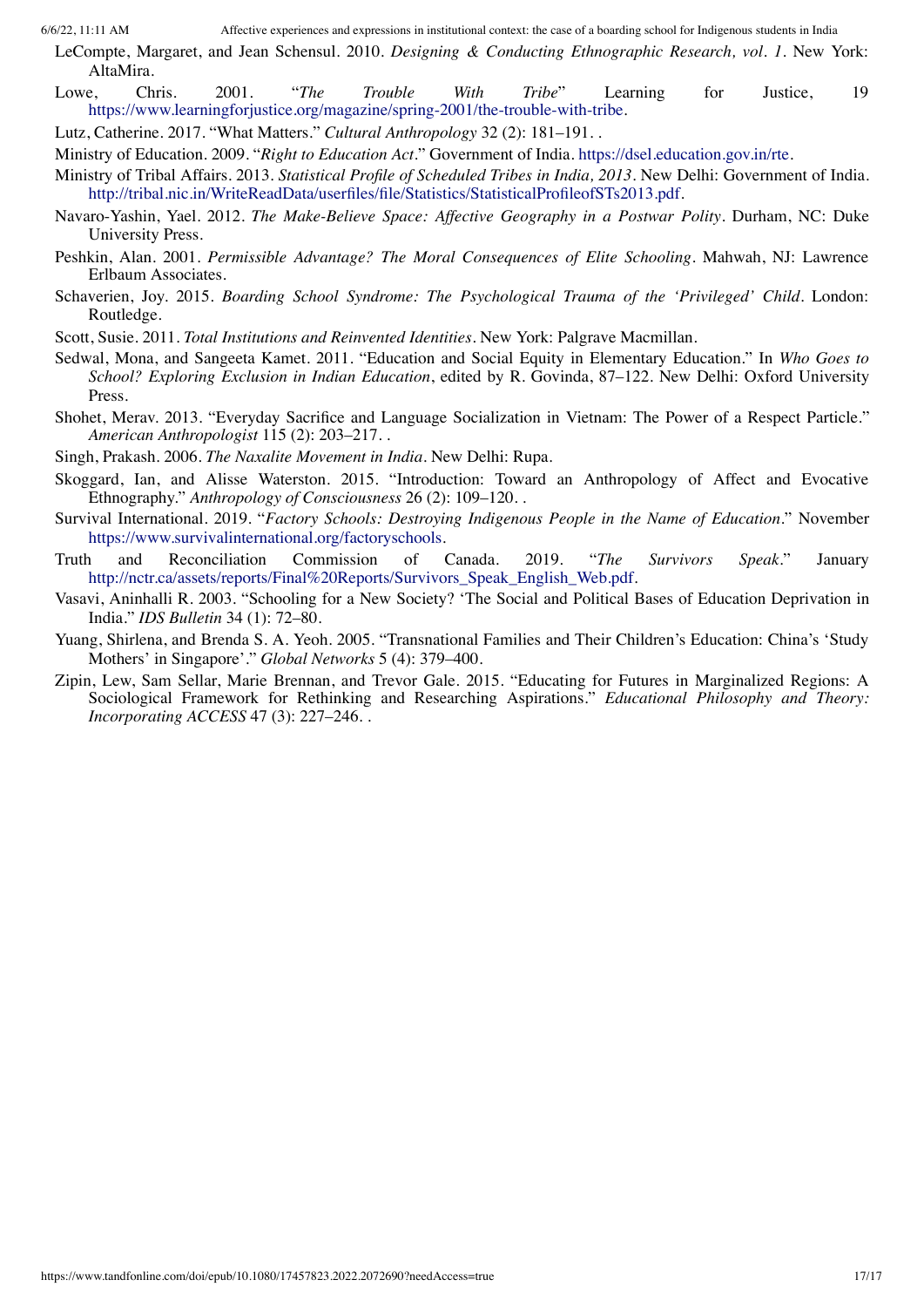LeCompte, Margaret, and Jean Schensul. 2010. *Designing & Conducting Ethnographic Research, vol. 1*. New York: AltaMira.

Lowe, Chris. 2001. "*The Trouble With Tribe*" Learning for Justice, 19 https://www.learningforjustice.org/magazine/spring-2001/the-trouble-with-tribe.

Lutz, Catherine. 2017. "What Matters." *Cultural Anthropology* 32 (2): 181–191. .

Ministry of Education. 2009. "*Right to Education Act*." Government of India. https://dsel.education.gov.in/rte.

Ministry of Tribal Affairs. 2013. *Statistical Profile of Scheduled Tribes in India, 2013*. New Delhi: Government of India. http://tribal.nic.in/WriteReadData/userfiles/file/Statistics/StatisticalProfileofSTs2013.pdf.

Navaro-Yashin, Yael. 2012. *The Make-Believe Space: Affective Geography in a Postwar Polity*. Durham, NC: Duke University Press.

Peshkin, Alan. 2001. *Permissible Advantage? The Moral Consequences of Elite Schooling*. Mahwah, NJ: Lawrence Erlbaum Associates.

Schaverien, Joy. 2015. *Boarding School Syndrome: The Psychological Trauma of the 'Privileged' Child*. London: Routledge.

Scott, Susie. 2011. *Total Institutions and Reinvented Identities*. New York: Palgrave Macmillan.

Sedwal, Mona, and Sangeeta Kamet. 2011. "Education and Social Equity in Elementary Education." In *Who Goes to School? Exploring Exclusion in Indian Education*, edited by R. Govinda, 87–122. New Delhi: Oxford University Press.

Shohet, Merav. 2013. "Everyday Sacrifice and Language Socialization in Vietnam: The Power of a Respect Particle." *American Anthropologist* 115 (2): 203–217. .

Singh, Prakash. 2006. *The Naxalite Movement in India*. New Delhi: Rupa.

Skoggard, Ian, and Alisse Waterston. 2015. "Introduction: Toward an Anthropology of Affect and Evocative Ethnography." *Anthropology of Consciousness* 26 (2): 109–120. .

Survival International. 2019. "*Factory Schools: Destroying Indigenous People in the Name of Education*." November https://www.survivalinternational.org/factoryschools.

Truth and Reconciliation Commission of Canada. 2019. "*The Survivors Speak*." January http://nctr.ca/assets/reports/Final%20Reports/Survivors_Speak_English_Web.pdf.

Vasavi, Aninhalli R. 2003. "Schooling for a New Society? 'The Social and Political Bases of Education Deprivation in India." *IDS Bulletin* 34 (1): 72–80.

Yuang, Shirlena, and Brenda S. A. Yeoh. 2005. "Transnational Families and Their Children's Education: China's 'Study Mothers' in Singapore'." *Global Networks* 5 (4): 379–400.

Zipin, Lew, Sam Sellar, Marie Brennan, and Trevor Gale. 2015. "Educating for Futures in Marginalized Regions: A Sociological Framework for Rethinking and Researching Aspirations." *Educational Philosophy and Theory: Incorporating ACCESS* 47 (3): 227–246. .